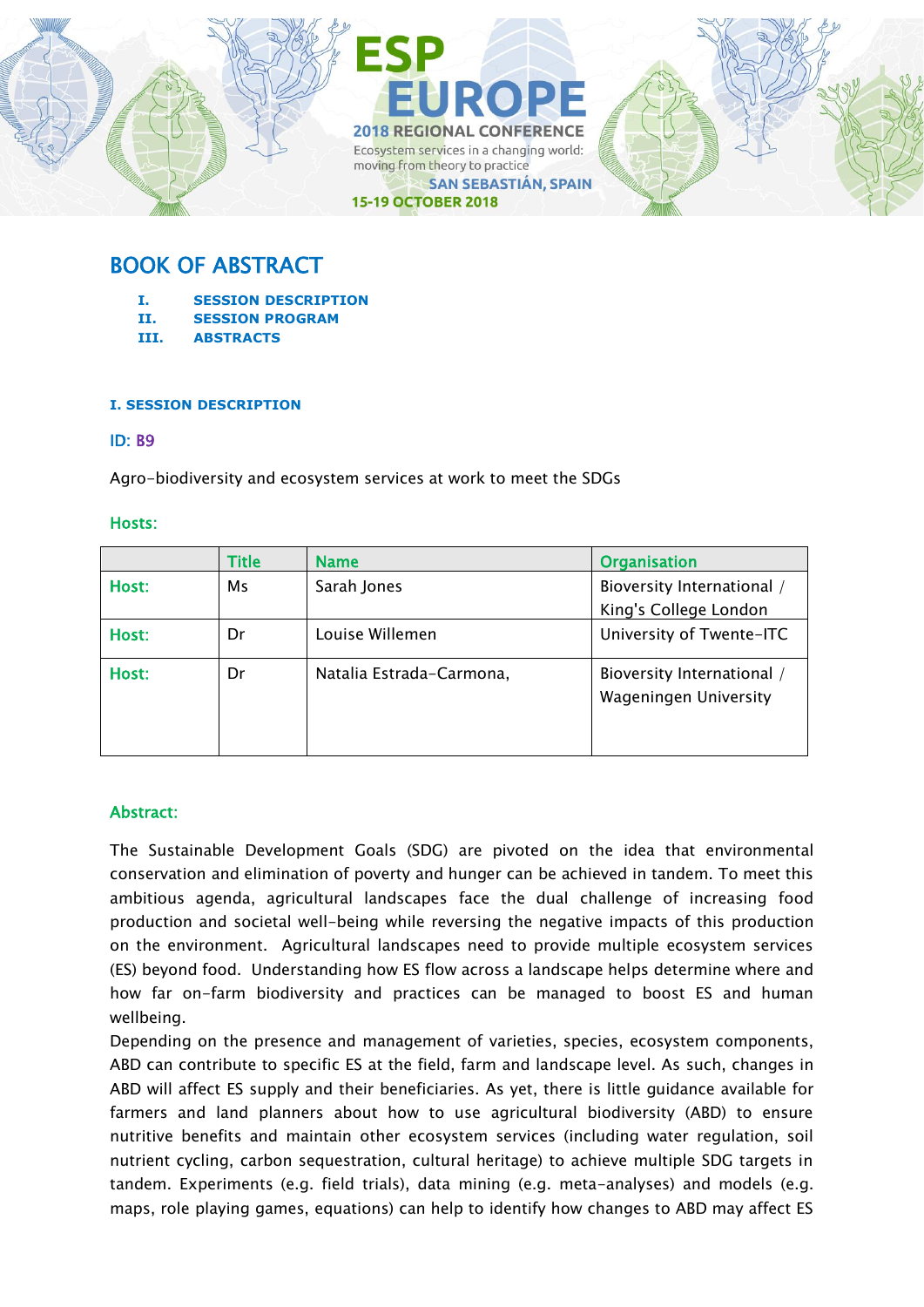# BOOK OF ABSTRACT

I. SESSION DESCRIPTION
II. SESSION PROGRAM
III. ABSTRACTS

## I. SESSION DESCRIPTION

**ID: B9**

Agro-biodiversity and ecosystem services at work to meet the SDGs

**Hosts:**

| | Title | Name | Organisation |
|---|---|---|---|
| Host: | Ms | Sarah Jones | Bioversity International / King's College London |
| Host: | Dr | Louise Willemen | University of Twente-ITC |
| Host: | Dr | Natalia Estrada-Carmona, | Bioversity International / Wageningen University |

**Abstract:**

The Sustainable Development Goals (SDG) are pivoted on the idea that environmental conservation and elimination of poverty and hunger can be achieved in tandem. To meet this ambitious agenda, agricultural landscapes face the dual challenge of increasing food production and societal well-being while reversing the negative impacts of this production on the environment. Agricultural landscapes need to provide multiple ecosystem services (ES) beyond food. Understanding how ES flow across a landscape helps determine where and how far on-farm biodiversity and practices can be managed to boost ES and human wellbeing.

Depending on the presence and management of varieties, species, ecosystem components, ABD can contribute to specific ES at the field, farm and landscape level. As such, changes in ABD will affect ES supply and their beneficiaries. As yet, there is little guidance available for farmers and land planners about how to use agricultural biodiversity (ABD) to ensure nutritive benefits and maintain other ecosystem services (including water regulation, soil nutrient cycling, carbon sequestration, cultural heritage) to achieve multiple SDG targets in tandem. Experiments (e.g. field trials), data mining (e.g. meta-analyses) and models (e.g. maps, role playing games, equations) can help to identify how changes to ABD may affect ES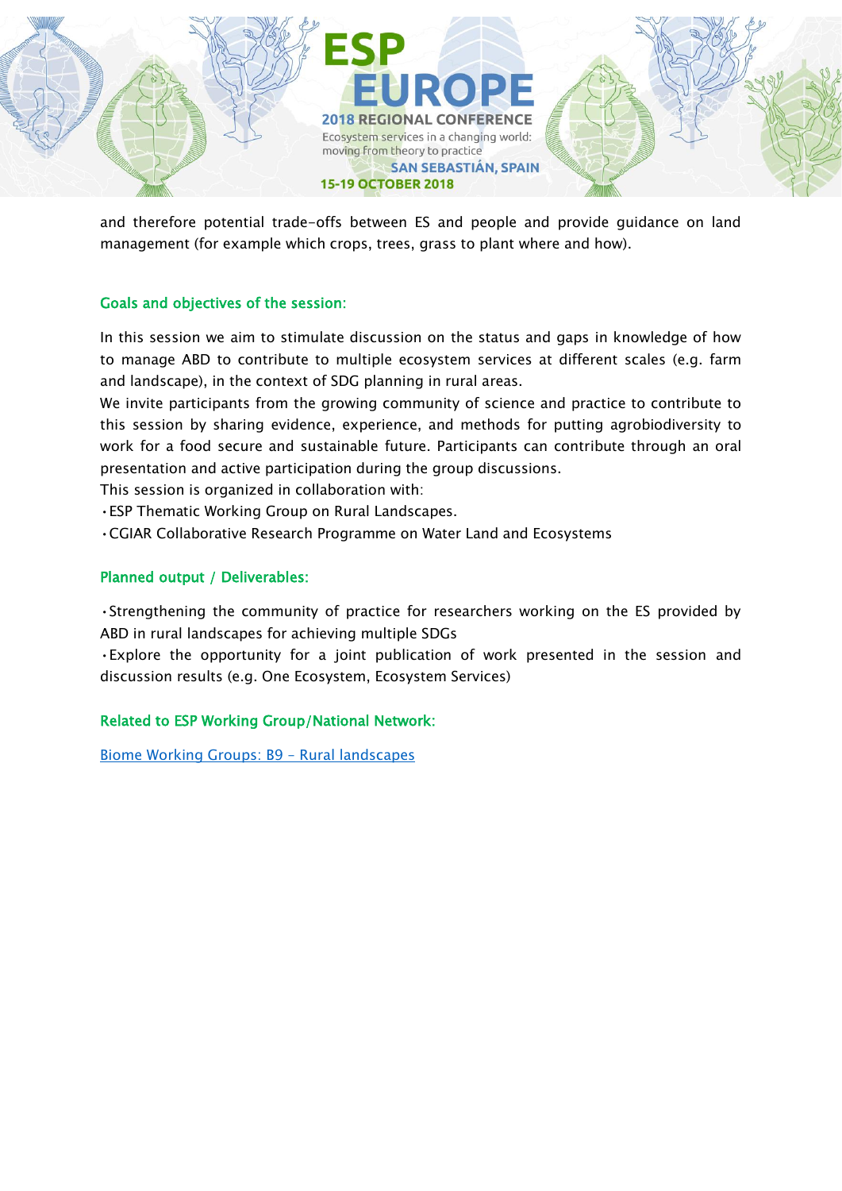and therefore potential trade-offs between ES and people and provide guidance on land management (for example which crops, trees, grass to plant where and how).

### Goals and objectives of the session:

In this session we aim to stimulate discussion on the status and gaps in knowledge of how to manage ABD to contribute to multiple ecosystem services at different scales (e.g. farm and landscape), in the context of SDG planning in rural areas.
We invite participants from the growing community of science and practice to contribute to this session by sharing evidence, experience, and methods for putting agrobiodiversity to work for a food secure and sustainable future. Participants can contribute through an oral presentation and active participation during the group discussions.
This session is organized in collaboration with:

- ESP Thematic Working Group on Rural Landscapes.
- CGIAR Collaborative Research Programme on Water Land and Ecosystems

### Planned output / Deliverables:

- Strengthening the community of practice for researchers working on the ES provided by ABD in rural landscapes for achieving multiple SDGs
- Explore the opportunity for a joint publication of work presented in the session and discussion results (e.g. One Ecosystem, Ecosystem Services)

### Related to ESP Working Group/National Network:

Biome Working Groups: B9 – Rural landscapes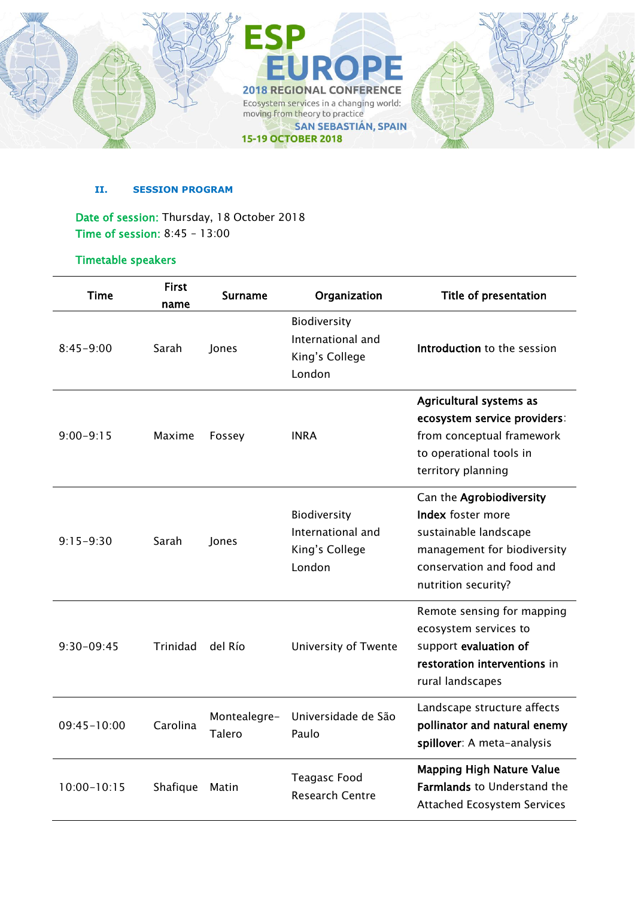### II. SESSION PROGRAM

**Date of session:** Thursday, 18 October 2018
**Time of session:** 8:45 – 13:00

**Timetable speakers**

| Time | First name | Surname | Organization | Title of presentation |
|---|---|---|---|---|
| 8:45-9:00 | Sarah | Jones | Biodiversity International and King's College London | **Introduction** to the session |
| 9:00-9:15 | Maxime | Fossey | INRA | **Agricultural systems as ecosystem service providers**: from conceptual framework to operational tools in territory planning |
| 9:15-9:30 | Sarah | Jones | Biodiversity International and King's College London | Can the **Agrobiodiversity Index** foster more sustainable landscape management for biodiversity conservation and food and nutrition security? |
| 9:30-09:45 | Trinidad | del Río | University of Twente | Remote sensing for mapping ecosystem services to support **evaluation of restoration interventions** in rural landscapes |
| 09:45-10:00 | Carolina | Montealegre-Talero | Universidade de São Paulo | Landscape structure affects **pollinator and natural enemy spillover**: A meta-analysis |
| 10:00-10:15 | Shafique | Matin | Teagasc Food Research Centre | **Mapping High Nature Value Farmlands** to Understand the Attached Ecosystem Services |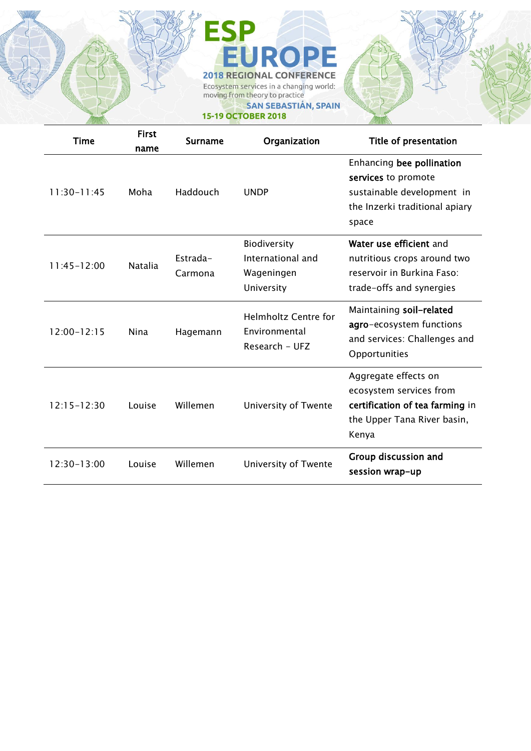| Time | First name | Surname | Organization | Title of presentation |
|---|---|---|---|---|
| 11:30-11:45 | Moha | Haddouch | UNDP | Enhancing **bee pollination services** to promote sustainable development in the Inzerki traditional apiary space |
| 11:45-12:00 | Natalia | Estrada-Carmona | Biodiversity International and Wageningen University | **Water use efficient** and nutritious crops around two reservoir in Burkina Faso: trade-offs and synergies |
| 12:00-12:15 | Nina | Hagemann | Helmholtz Centre for Environmental Research - UFZ | Maintaining **soil-related agro**-ecosystem functions and services: Challenges and Opportunities |
| 12:15-12:30 | Louise | Willemen | University of Twente | Aggregate effects on ecosystem services from **certification of tea farming** in the Upper Tana River basin, Kenya |
| 12:30-13:00 | Louise | Willemen | University of Twente | **Group discussion and session wrap-up** |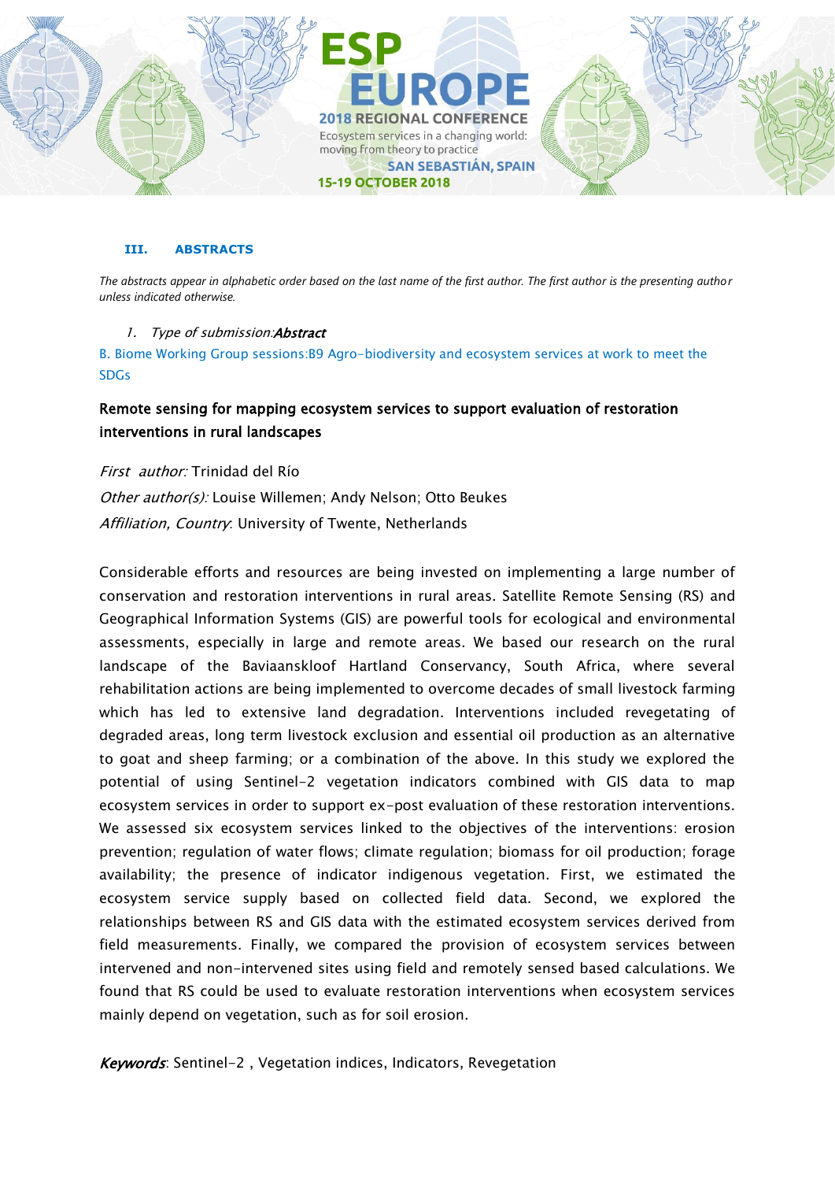### III. ABSTRACTS

*The abstracts appear in alphabetic order based on the last name of the first author. The first author is the presenting author unless indicated otherwise.*

1. *Type of submission:* ***Abstract***

B. Biome Working Group sessions:B9 Agro-biodiversity and ecosystem services at work to meet the SDGs

**Remote sensing for mapping ecosystem services to support evaluation of restoration interventions in rural landscapes**

*First author:* Trinidad del Río

*Other author(s):* Louise Willemen; Andy Nelson; Otto Beukes

*Affiliation, Country*: University of Twente, Netherlands

Considerable efforts and resources are being invested on implementing a large number of conservation and restoration interventions in rural areas. Satellite Remote Sensing (RS) and Geographical Information Systems (GIS) are powerful tools for ecological and environmental assessments, especially in large and remote areas. We based our research on the rural landscape of the Baviaanskloof Hartland Conservancy, South Africa, where several rehabilitation actions are being implemented to overcome decades of small livestock farming which has led to extensive land degradation. Interventions included revegetating of degraded areas, long term livestock exclusion and essential oil production as an alternative to goat and sheep farming; or a combination of the above. In this study we explored the potential of using Sentinel-2 vegetation indicators combined with GIS data to map ecosystem services in order to support ex-post evaluation of these restoration interventions. We assessed six ecosystem services linked to the objectives of the interventions: erosion prevention; regulation of water flows; climate regulation; biomass for oil production; forage availability; the presence of indicator indigenous vegetation. First, we estimated the ecosystem service supply based on collected field data. Second, we explored the relationships between RS and GIS data with the estimated ecosystem services derived from field measurements. Finally, we compared the provision of ecosystem services between intervened and non-intervened sites using field and remotely sensed based calculations. We found that RS could be used to evaluate restoration interventions when ecosystem services mainly depend on vegetation, such as for soil erosion.

***Keywords***: Sentinel-2 , Vegetation indices, Indicators, Revegetation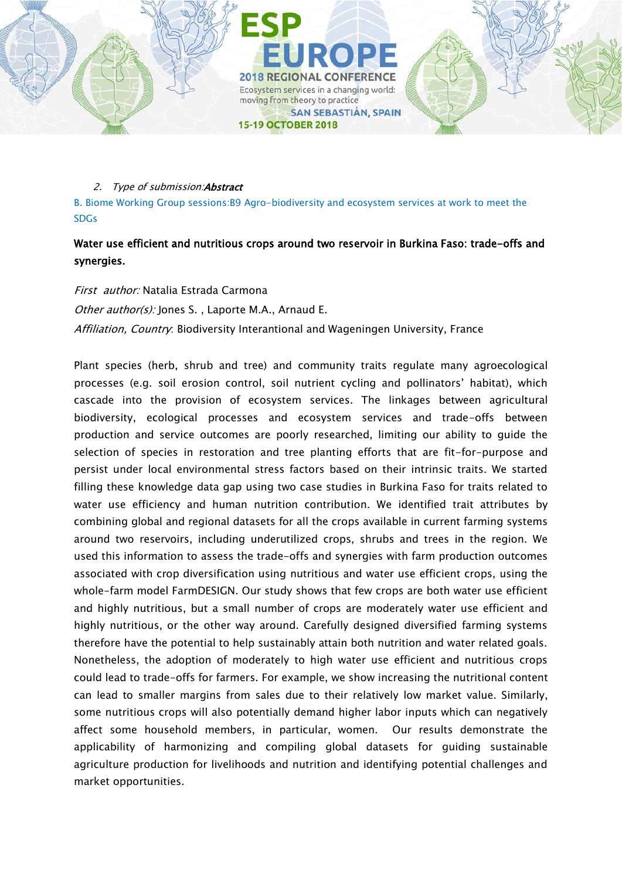2. *Type of submission:* ***Abstract***

B. Biome Working Group sessions:B9 Agro-biodiversity and ecosystem services at work to meet the SDGs

**Water use efficient and nutritious crops around two reservoir in Burkina Faso: trade-offs and synergies.**

*First author:* Natalia Estrada Carmona

*Other author(s):* Jones S. , Laporte M.A., Arnaud E.

*Affiliation, Country*: Biodiversity Interantional and Wageningen University, France

Plant species (herb, shrub and tree) and community traits regulate many agroecological processes (e.g. soil erosion control, soil nutrient cycling and pollinators' habitat), which cascade into the provision of ecosystem services. The linkages between agricultural biodiversity, ecological processes and ecosystem services and trade-offs between production and service outcomes are poorly researched, limiting our ability to guide the selection of species in restoration and tree planting efforts that are fit-for-purpose and persist under local environmental stress factors based on their intrinsic traits. We started filling these knowledge data gap using two case studies in Burkina Faso for traits related to water use efficiency and human nutrition contribution. We identified trait attributes by combining global and regional datasets for all the crops available in current farming systems around two reservoirs, including underutilized crops, shrubs and trees in the region. We used this information to assess the trade-offs and synergies with farm production outcomes associated with crop diversification using nutritious and water use efficient crops, using the whole-farm model FarmDESIGN. Our study shows that few crops are both water use efficient and highly nutritious, but a small number of crops are moderately water use efficient and highly nutritious, or the other way around. Carefully designed diversified farming systems therefore have the potential to help sustainably attain both nutrition and water related goals. Nonetheless, the adoption of moderately to high water use efficient and nutritious crops could lead to trade-offs for farmers. For example, we show increasing the nutritional content can lead to smaller margins from sales due to their relatively low market value. Similarly, some nutritious crops will also potentially demand higher labor inputs which can negatively affect some household members, in particular, women. Our results demonstrate the applicability of harmonizing and compiling global datasets for guiding sustainable agriculture production for livelihoods and nutrition and identifying potential challenges and market opportunities.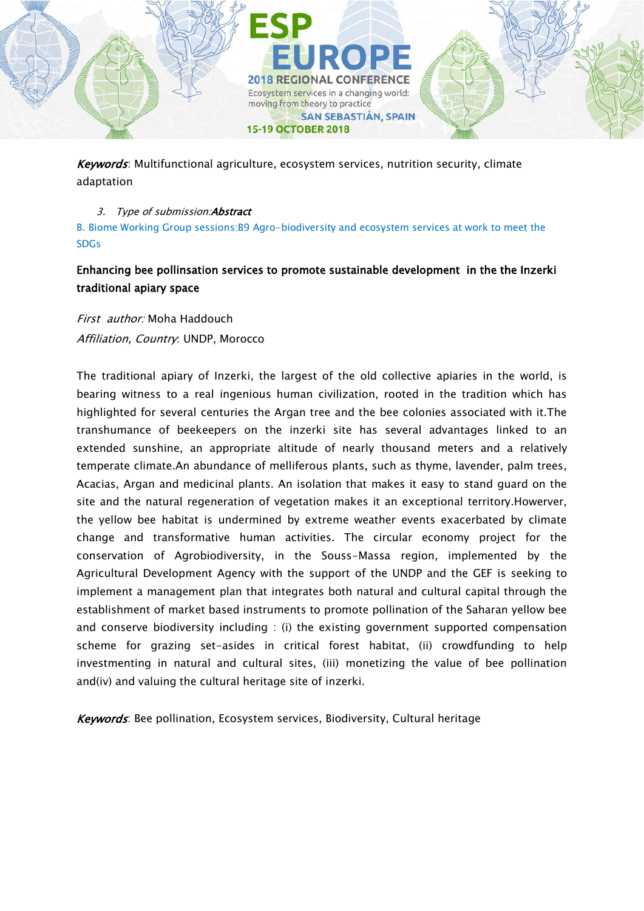*Keywords*: Multifunctional agriculture, ecosystem services, nutrition security, climate adaptation

3. *Type of submission:**Abstract***

B. Biome Working Group sessions:B9 Agro-biodiversity and ecosystem services at work to meet the SDGs

**Enhancing bee pollinsation services to promote sustainable development in the the Inzerki traditional apiary space**

*First author:* Moha Haddouch
*Affiliation, Country*: UNDP, Morocco

The traditional apiary of Inzerki, the largest of the old collective apiaries in the world, is bearing witness to a real ingenious human civilization, rooted in the tradition which has highlighted for several centuries the Argan tree and the bee colonies associated with it.The transhumance of beekeepers on the inzerki site has several advantages linked to an extended sunshine, an appropriate altitude of nearly thousand meters and a relatively temperate climate.An abundance of melliferous plants, such as thyme, lavender, palm trees, Acacias, Argan and medicinal plants. An isolation that makes it easy to stand guard on the site and the natural regeneration of vegetation makes it an exceptional territory.Howerver, the yellow bee habitat is undermined by extreme weather events exacerbated by climate change and transformative human activities. The circular economy project for the conservation of Agrobiodiversity, in the Souss-Massa region, implemented by the Agricultural Development Agency with the support of the UNDP and the GEF is seeking to implement a management plan that integrates both natural and cultural capital through the establishment of market based instruments to promote pollination of the Saharan yellow bee and conserve biodiversity including : (i) the existing government supported compensation scheme for grazing set-asides in critical forest habitat, (ii) crowdfunding to help investmenting in natural and cultural sites, (iii) monetizing the value of bee pollination and(iv) and valuing the cultural heritage site of inzerki.

*Keywords*: Bee pollination, Ecosystem services, Biodiversity, Cultural heritage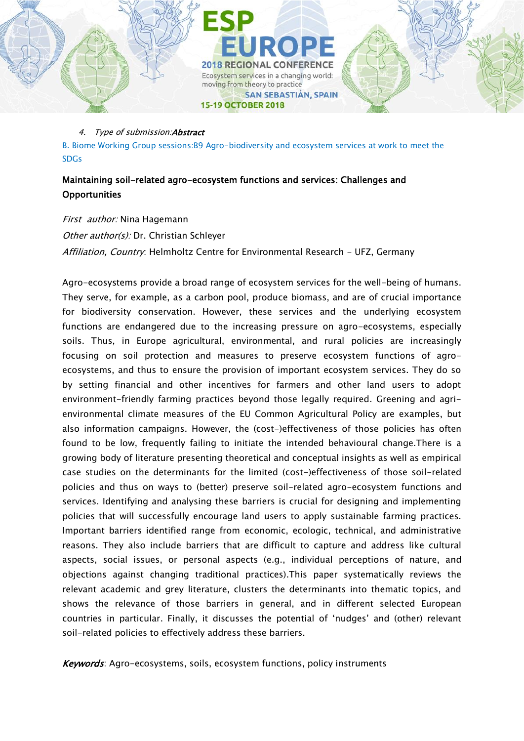4. *Type of submission:* ***Abstract***

B. Biome Working Group sessions:B9 Agro-biodiversity and ecosystem services at work to meet the SDGs

## Maintaining soil-related agro-ecosystem functions and services: Challenges and Opportunities

*First author:* Nina Hagemann

*Other author(s):* Dr. Christian Schleyer

*Affiliation, Country*: Helmholtz Centre for Environmental Research - UFZ, Germany

Agro-ecosystems provide a broad range of ecosystem services for the well-being of humans. They serve, for example, as a carbon pool, produce biomass, and are of crucial importance for biodiversity conservation. However, these services and the underlying ecosystem functions are endangered due to the increasing pressure on agro-ecosystems, especially soils. Thus, in Europe agricultural, environmental, and rural policies are increasingly focusing on soil protection and measures to preserve ecosystem functions of agro-ecosystems, and thus to ensure the provision of important ecosystem services. They do so by setting financial and other incentives for farmers and other land users to adopt environment-friendly farming practices beyond those legally required. Greening and agri-environmental climate measures of the EU Common Agricultural Policy are examples, but also information campaigns. However, the (cost-)effectiveness of those policies has often found to be low, frequently failing to initiate the intended behavioural change.There is a growing body of literature presenting theoretical and conceptual insights as well as empirical case studies on the determinants for the limited (cost-)effectiveness of those soil-related policies and thus on ways to (better) preserve soil-related agro-ecosystem functions and services. Identifying and analysing these barriers is crucial for designing and implementing policies that will successfully encourage land users to apply sustainable farming practices. Important barriers identified range from economic, ecologic, technical, and administrative reasons. They also include barriers that are difficult to capture and address like cultural aspects, social issues, or personal aspects (e.g., individual perceptions of nature, and objections against changing traditional practices).This paper systematically reviews the relevant academic and grey literature, clusters the determinants into thematic topics, and shows the relevance of those barriers in general, and in different selected European countries in particular. Finally, it discusses the potential of 'nudges' and (other) relevant soil-related policies to effectively address these barriers.

***Keywords***: Agro-ecosystems, soils, ecosystem functions, policy instruments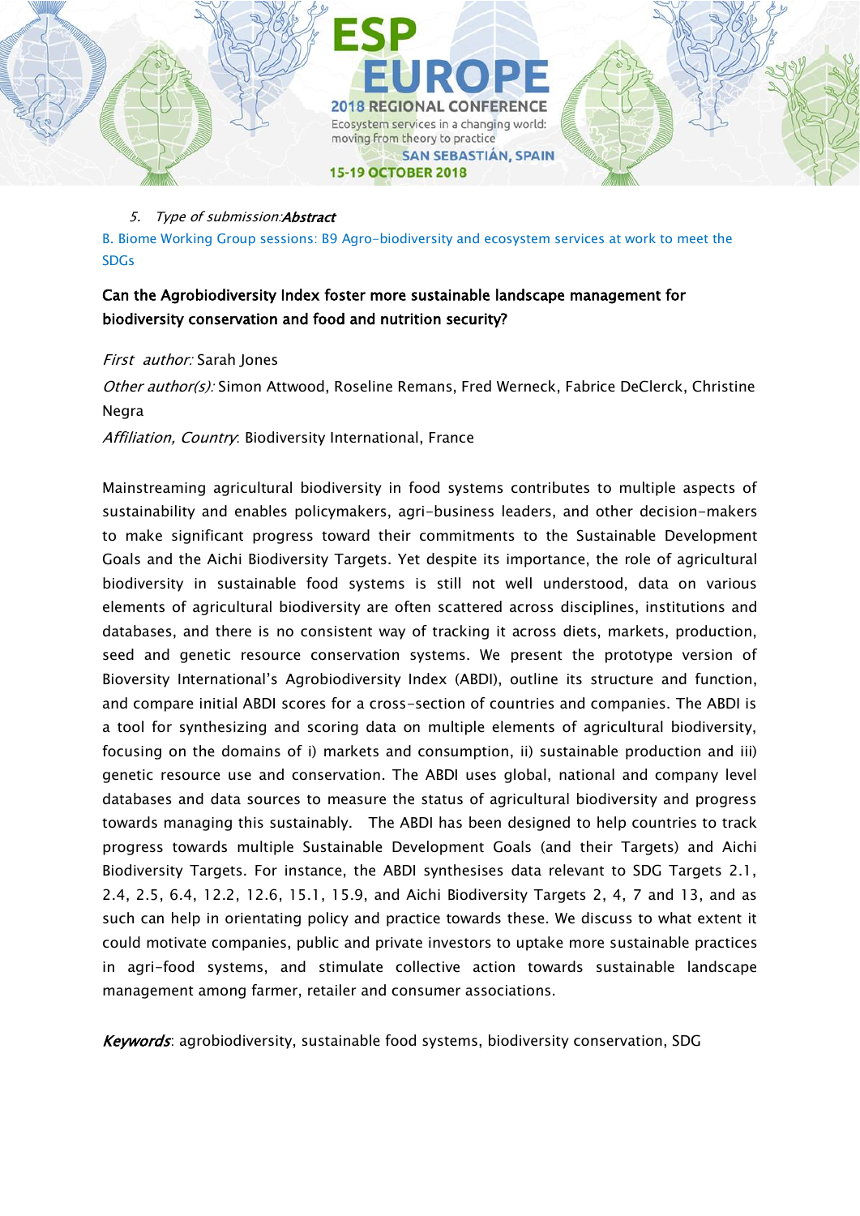5. *Type of submission:* ***Abstract***

B. Biome Working Group sessions: B9 Agro-biodiversity and ecosystem services at work to meet the SDGs

**Can the Agrobiodiversity Index foster more sustainable landscape management for biodiversity conservation and food and nutrition security?**

*First author:* Sarah Jones

*Other author(s):* Simon Attwood, Roseline Remans, Fred Werneck, Fabrice DeClerck, Christine Negra

*Affiliation, Country*: Biodiversity International, France

Mainstreaming agricultural biodiversity in food systems contributes to multiple aspects of sustainability and enables policymakers, agri-business leaders, and other decision-makers to make significant progress toward their commitments to the Sustainable Development Goals and the Aichi Biodiversity Targets. Yet despite its importance, the role of agricultural biodiversity in sustainable food systems is still not well understood, data on various elements of agricultural biodiversity are often scattered across disciplines, institutions and databases, and there is no consistent way of tracking it across diets, markets, production, seed and genetic resource conservation systems. We present the prototype version of Bioversity International's Agrobiodiversity Index (ABDI), outline its structure and function, and compare initial ABDI scores for a cross-section of countries and companies. The ABDI is a tool for synthesizing and scoring data on multiple elements of agricultural biodiversity, focusing on the domains of i) markets and consumption, ii) sustainable production and iii) genetic resource use and conservation. The ABDI uses global, national and company level databases and data sources to measure the status of agricultural biodiversity and progress towards managing this sustainably. The ABDI has been designed to help countries to track progress towards multiple Sustainable Development Goals (and their Targets) and Aichi Biodiversity Targets. For instance, the ABDI synthesises data relevant to SDG Targets 2.1, 2.4, 2.5, 6.4, 12.2, 12.6, 15.1, 15.9, and Aichi Biodiversity Targets 2, 4, 7 and 13, and as such can help in orientating policy and practice towards these. We discuss to what extent it could motivate companies, public and private investors to uptake more sustainable practices in agri-food systems, and stimulate collective action towards sustainable landscape management among farmer, retailer and consumer associations.

***Keywords***: agrobiodiversity, sustainable food systems, biodiversity conservation, SDG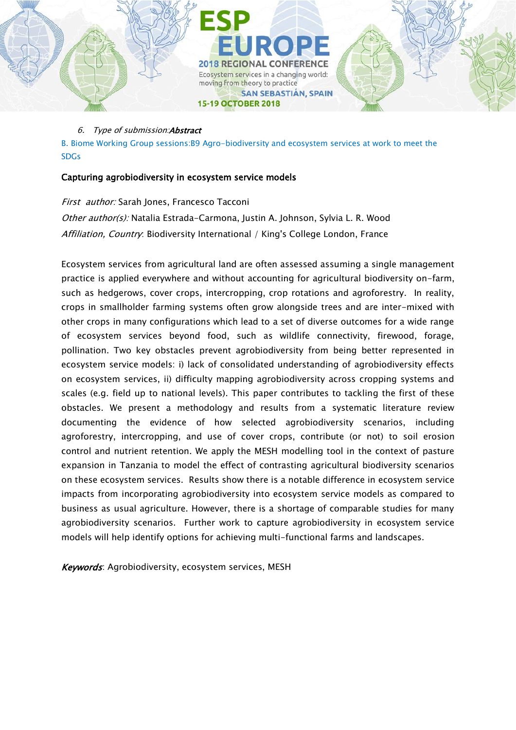6. *Type of submission:* ***Abstract***

B. Biome Working Group sessions:B9 Agro-biodiversity and ecosystem services at work to meet the SDGs

**Capturing agrobiodiversity in ecosystem service models**

*First author:* Sarah Jones, Francesco Tacconi

*Other author(s):* Natalia Estrada-Carmona, Justin A. Johnson, Sylvia L. R. Wood

*Affiliation, Country*: Biodiversity International / King's College London, France

Ecosystem services from agricultural land are often assessed assuming a single management practice is applied everywhere and without accounting for agricultural biodiversity on-farm, such as hedgerows, cover crops, intercropping, crop rotations and agroforestry. In reality, crops in smallholder farming systems often grow alongside trees and are inter-mixed with other crops in many configurations which lead to a set of diverse outcomes for a wide range of ecosystem services beyond food, such as wildlife connectivity, firewood, forage, pollination. Two key obstacles prevent agrobiodiversity from being better represented in ecosystem service models: i) lack of consolidated understanding of agrobiodiversity effects on ecosystem services, ii) difficulty mapping agrobiodiversity across cropping systems and scales (e.g. field up to national levels). This paper contributes to tackling the first of these obstacles. We present a methodology and results from a systematic literature review documenting the evidence of how selected agrobiodiversity scenarios, including agroforestry, intercropping, and use of cover crops, contribute (or not) to soil erosion control and nutrient retention. We apply the MESH modelling tool in the context of pasture expansion in Tanzania to model the effect of contrasting agricultural biodiversity scenarios on these ecosystem services. Results show there is a notable difference in ecosystem service impacts from incorporating agrobiodiversity into ecosystem service models as compared to business as usual agriculture. However, there is a shortage of comparable studies for many agrobiodiversity scenarios. Further work to capture agrobiodiversity in ecosystem service models will help identify options for achieving multi-functional farms and landscapes.

*Keywords*: Agrobiodiversity, ecosystem services, MESH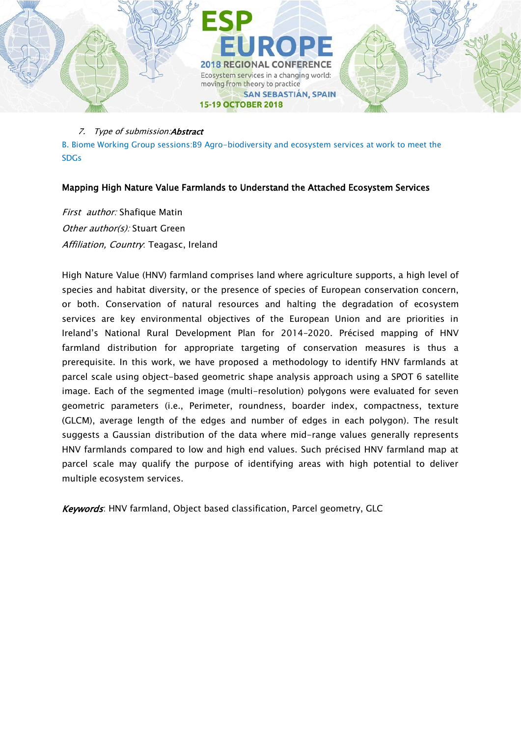7. *Type of submission:* ***Abstract***

B. Biome Working Group sessions:B9 Agro-biodiversity and ecosystem services at work to meet the SDGs

### Mapping High Nature Value Farmlands to Understand the Attached Ecosystem Services

*First author:* Shafique Matin

*Other author(s):* Stuart Green

*Affiliation, Country:* Teagasc, Ireland

High Nature Value (HNV) farmland comprises land where agriculture supports, a high level of species and habitat diversity, or the presence of species of European conservation concern, or both. Conservation of natural resources and halting the degradation of ecosystem services are key environmental objectives of the European Union and are priorities in Ireland's National Rural Development Plan for 2014-2020. Précised mapping of HNV farmland distribution for appropriate targeting of conservation measures is thus a prerequisite. In this work, we have proposed a methodology to identify HNV farmlands at parcel scale using object-based geometric shape analysis approach using a SPOT 6 satellite image. Each of the segmented image (multi-resolution) polygons were evaluated for seven geometric parameters (i.e., Perimeter, roundness, boarder index, compactness, texture (GLCM), average length of the edges and number of edges in each polygon). The result suggests a Gaussian distribution of the data where mid-range values generally represents HNV farmlands compared to low and high end values. Such précised HNV farmland map at parcel scale may qualify the purpose of identifying areas with high potential to deliver multiple ecosystem services.

***Keywords***: HNV farmland, Object based classification, Parcel geometry, GLC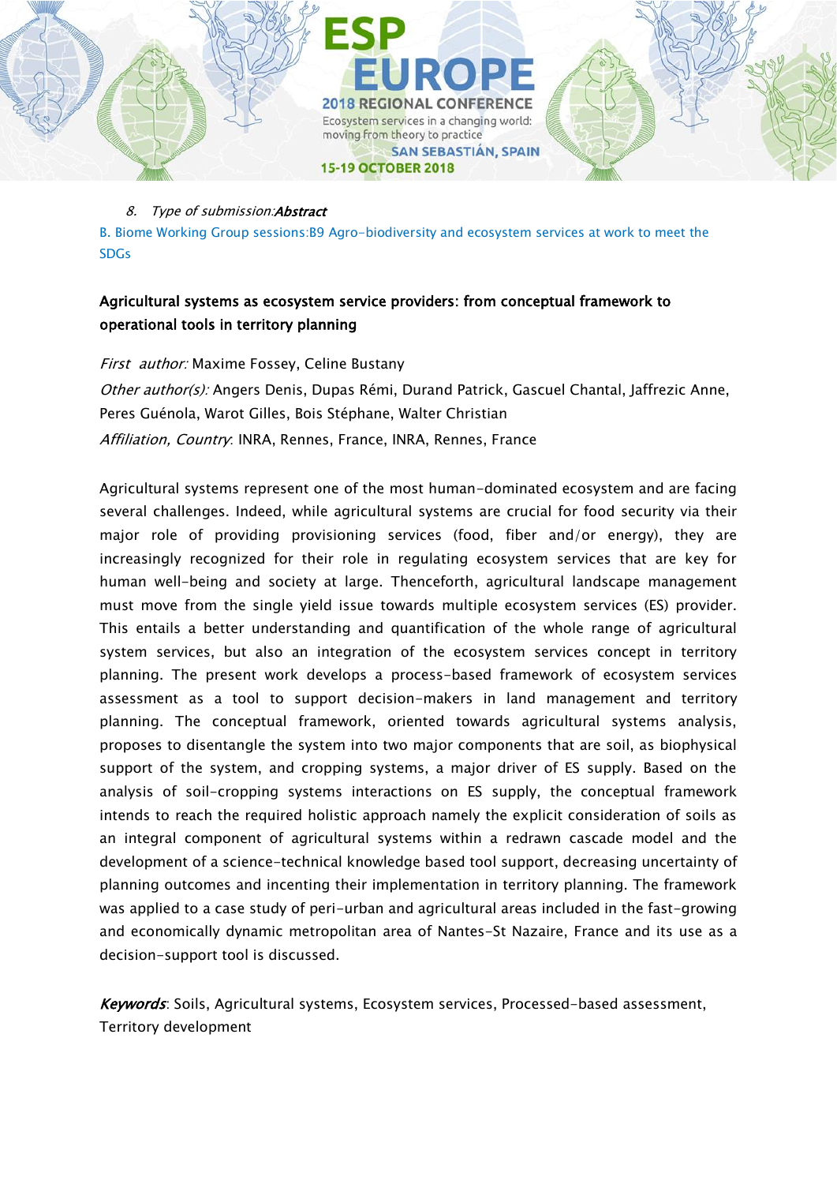8. *Type of submission:* ***Abstract***

B. Biome Working Group sessions:B9 Agro-biodiversity and ecosystem services at work to meet the SDGs

## Agricultural systems as ecosystem service providers: from conceptual framework to operational tools in territory planning

*First author:* Maxime Fossey, Celine Bustany

*Other author(s):* Angers Denis, Dupas Rémi, Durand Patrick, Gascuel Chantal, Jaffrezic Anne, Peres Guénola, Warot Gilles, Bois Stéphane, Walter Christian

*Affiliation, Country*: INRA, Rennes, France, INRA, Rennes, France

Agricultural systems represent one of the most human-dominated ecosystem and are facing several challenges. Indeed, while agricultural systems are crucial for food security via their major role of providing provisioning services (food, fiber and/or energy), they are increasingly recognized for their role in regulating ecosystem services that are key for human well-being and society at large. Thenceforth, agricultural landscape management must move from the single yield issue towards multiple ecosystem services (ES) provider. This entails a better understanding and quantification of the whole range of agricultural system services, but also an integration of the ecosystem services concept in territory planning. The present work develops a process-based framework of ecosystem services assessment as a tool to support decision-makers in land management and territory planning. The conceptual framework, oriented towards agricultural systems analysis, proposes to disentangle the system into two major components that are soil, as biophysical support of the system, and cropping systems, a major driver of ES supply. Based on the analysis of soil-cropping systems interactions on ES supply, the conceptual framework intends to reach the required holistic approach namely the explicit consideration of soils as an integral component of agricultural systems within a redrawn cascade model and the development of a science-technical knowledge based tool support, decreasing uncertainty of planning outcomes and incenting their implementation in territory planning. The framework was applied to a case study of peri-urban and agricultural areas included in the fast-growing and economically dynamic metropolitan area of Nantes-St Nazaire, France and its use as a decision-support tool is discussed.

***Keywords***: Soils, Agricultural systems, Ecosystem services, Processed-based assessment, Territory development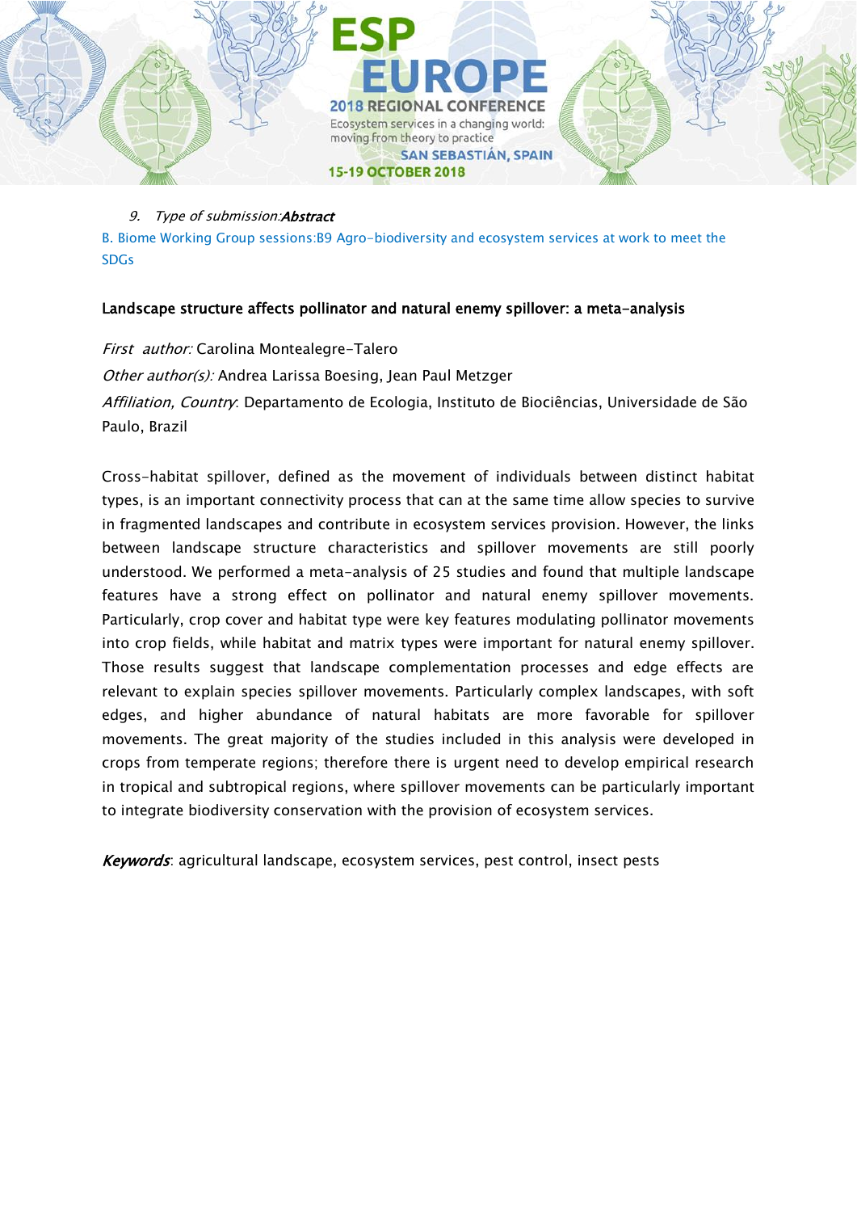9. *Type of submission:* ***Abstract***

B. Biome Working Group sessions:B9 Agro-biodiversity and ecosystem services at work to meet the SDGs

**Landscape structure affects pollinator and natural enemy spillover: a meta-analysis**

*First author:* Carolina Montealegre-Talero

*Other author(s):* Andrea Larissa Boesing, Jean Paul Metzger

*Affiliation, Country*: Departamento de Ecologia, Instituto de Biociências, Universidade de São Paulo, Brazil

Cross-habitat spillover, defined as the movement of individuals between distinct habitat types, is an important connectivity process that can at the same time allow species to survive in fragmented landscapes and contribute in ecosystem services provision. However, the links between landscape structure characteristics and spillover movements are still poorly understood. We performed a meta-analysis of 25 studies and found that multiple landscape features have a strong effect on pollinator and natural enemy spillover movements. Particularly, crop cover and habitat type were key features modulating pollinator movements into crop fields, while habitat and matrix types were important for natural enemy spillover. Those results suggest that landscape complementation processes and edge effects are relevant to explain species spillover movements. Particularly complex landscapes, with soft edges, and higher abundance of natural habitats are more favorable for spillover movements. The great majority of the studies included in this analysis were developed in crops from temperate regions; therefore there is urgent need to develop empirical research in tropical and subtropical regions, where spillover movements can be particularly important to integrate biodiversity conservation with the provision of ecosystem services.

***Keywords***: agricultural landscape, ecosystem services, pest control, insect pests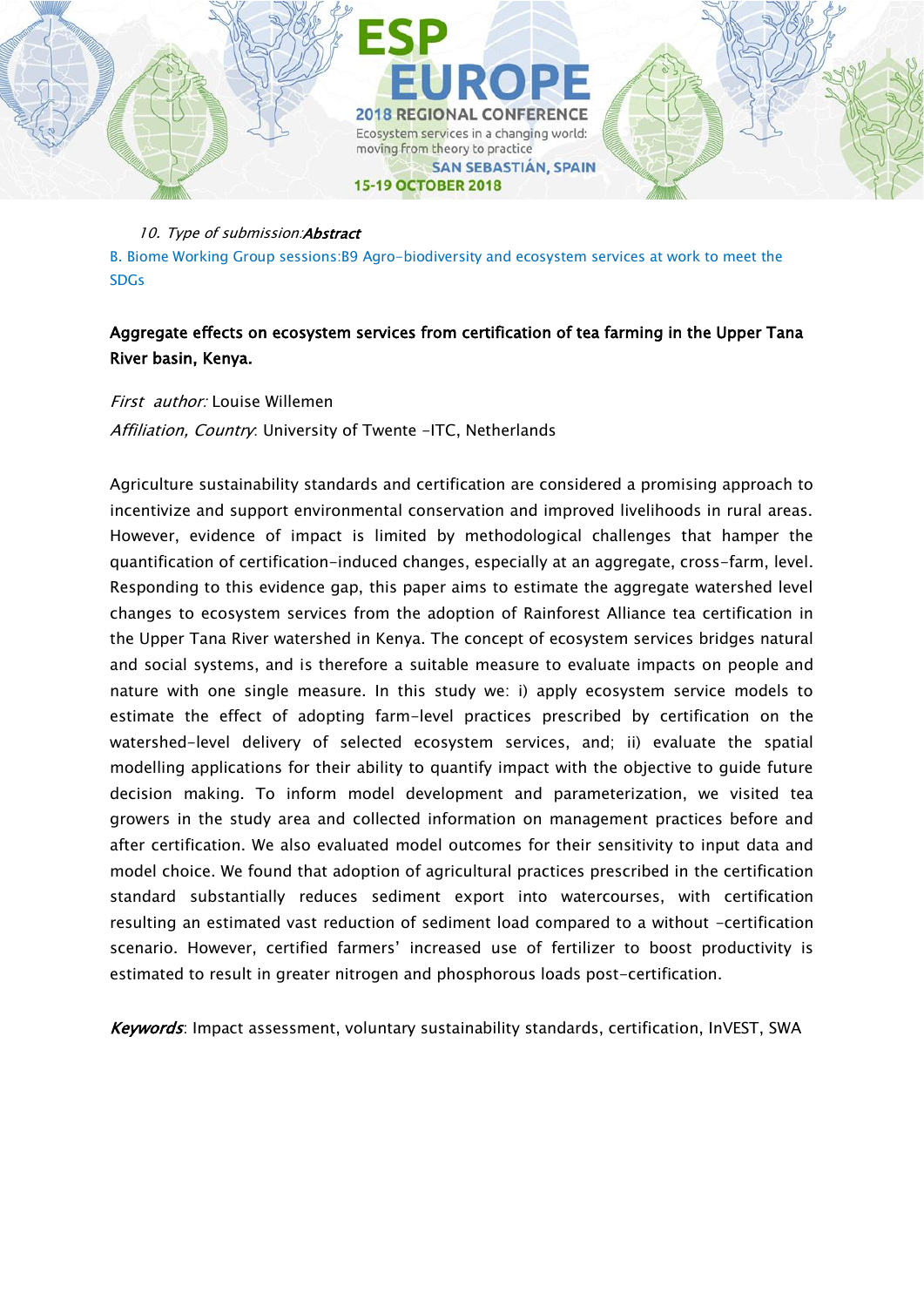*10. Type of submission:* ***Abstract***

B. Biome Working Group sessions:B9 Agro-biodiversity and ecosystem services at work to meet the SDGs

## Aggregate effects on ecosystem services from certification of tea farming in the Upper Tana River basin, Kenya.

*First author:* Louise Willemen

*Affiliation, Country*: University of Twente -ITC, Netherlands

Agriculture sustainability standards and certification are considered a promising approach to incentivize and support environmental conservation and improved livelihoods in rural areas. However, evidence of impact is limited by methodological challenges that hamper the quantification of certification-induced changes, especially at an aggregate, cross-farm, level. Responding to this evidence gap, this paper aims to estimate the aggregate watershed level changes to ecosystem services from the adoption of Rainforest Alliance tea certification in the Upper Tana River watershed in Kenya. The concept of ecosystem services bridges natural and social systems, and is therefore a suitable measure to evaluate impacts on people and nature with one single measure. In this study we: i) apply ecosystem service models to estimate the effect of adopting farm-level practices prescribed by certification on the watershed-level delivery of selected ecosystem services, and; ii) evaluate the spatial modelling applications for their ability to quantify impact with the objective to guide future decision making. To inform model development and parameterization, we visited tea growers in the study area and collected information on management practices before and after certification. We also evaluated model outcomes for their sensitivity to input data and model choice. We found that adoption of agricultural practices prescribed in the certification standard substantially reduces sediment export into watercourses, with certification resulting an estimated vast reduction of sediment load compared to a without -certification scenario. However, certified farmers' increased use of fertilizer to boost productivity is estimated to result in greater nitrogen and phosphorous loads post-certification.

***Keywords***: Impact assessment, voluntary sustainability standards, certification, InVEST, SWA